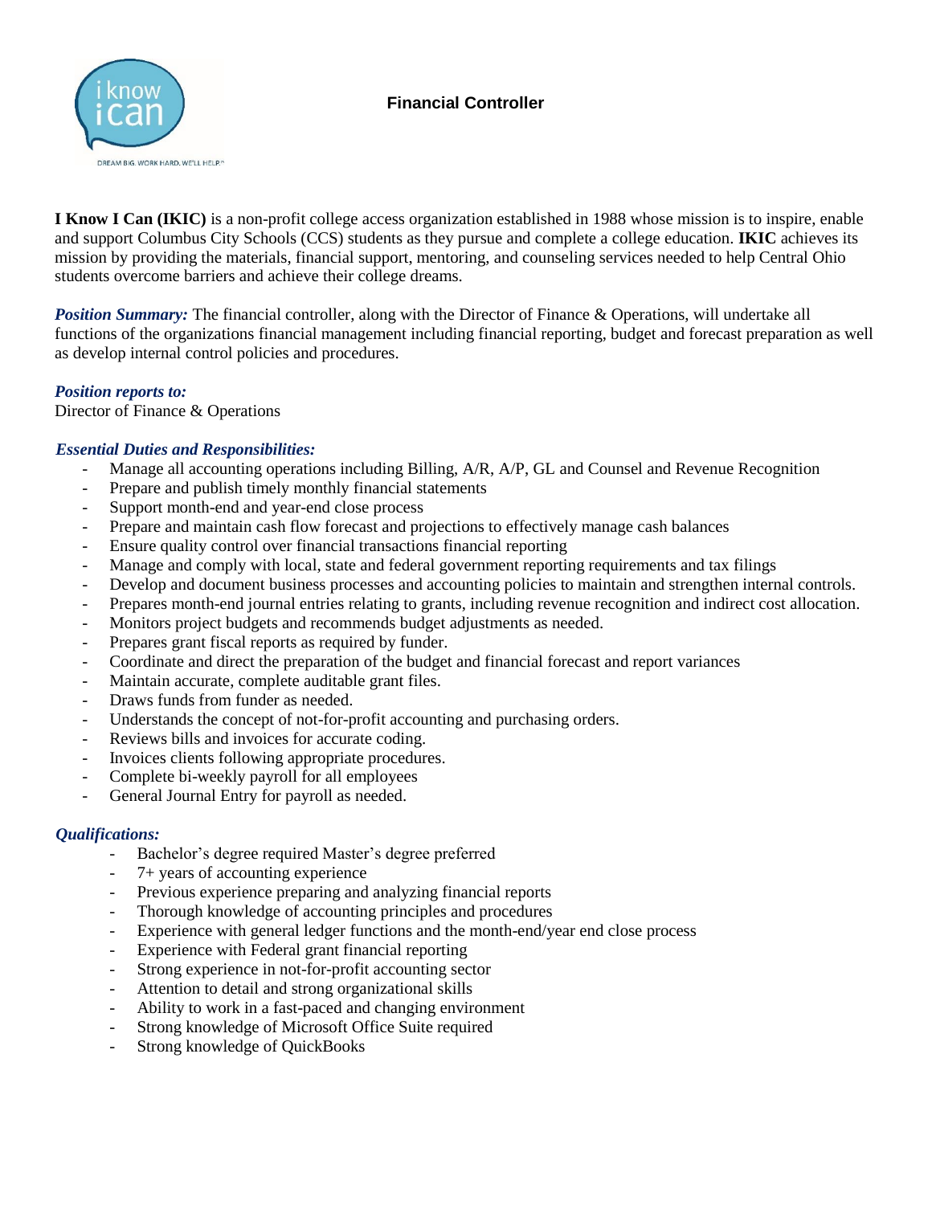# Financial Controller

**I Know I Can (IKIC)** is a non-profit college access organization established in 1988 whose mission is to inspire, enable and support Columbus City Schools (CCS) students as they pursue and complete a college education. **IKIC** achieves its mission by providing the materials, financial support, mentoring, and counseling services needed to help Central Ohio students overcome barriers and achieve their college dreams.

***Position Summary:*** The financial controller, along with the Director of Finance & Operations, will undertake all functions of the organizations financial management including financial reporting, budget and forecast preparation as well as develop internal control policies and procedures.

***Position reports to:***
Director of Finance & Operations

***Essential Duties and Responsibilities:***

- Manage all accounting operations including Billing, A/R, A/P, GL and Counsel and Revenue Recognition
- Prepare and publish timely monthly financial statements
- Support month-end and year-end close process
- Prepare and maintain cash flow forecast and projections to effectively manage cash balances
- Ensure quality control over financial transactions financial reporting
- Manage and comply with local, state and federal government reporting requirements and tax filings
- Develop and document business processes and accounting policies to maintain and strengthen internal controls.
- Prepares month-end journal entries relating to grants, including revenue recognition and indirect cost allocation.
- Monitors project budgets and recommends budget adjustments as needed.
- Prepares grant fiscal reports as required by funder.
- Coordinate and direct the preparation of the budget and financial forecast and report variances
- Maintain accurate, complete auditable grant files.
- Draws funds from funder as needed.
- Understands the concept of not-for-profit accounting and purchasing orders.
- Reviews bills and invoices for accurate coding.
- Invoices clients following appropriate procedures.
- Complete bi-weekly payroll for all employees
- General Journal Entry for payroll as needed.

***Qualifications:***

- Bachelor's degree required Master's degree preferred
- 7+ years of accounting experience
- Previous experience preparing and analyzing financial reports
- Thorough knowledge of accounting principles and procedures
- Experience with general ledger functions and the month-end/year end close process
- Experience with Federal grant financial reporting
- Strong experience in not-for-profit accounting sector
- Attention to detail and strong organizational skills
- Ability to work in a fast-paced and changing environment
- Strong knowledge of Microsoft Office Suite required
- Strong knowledge of QuickBooks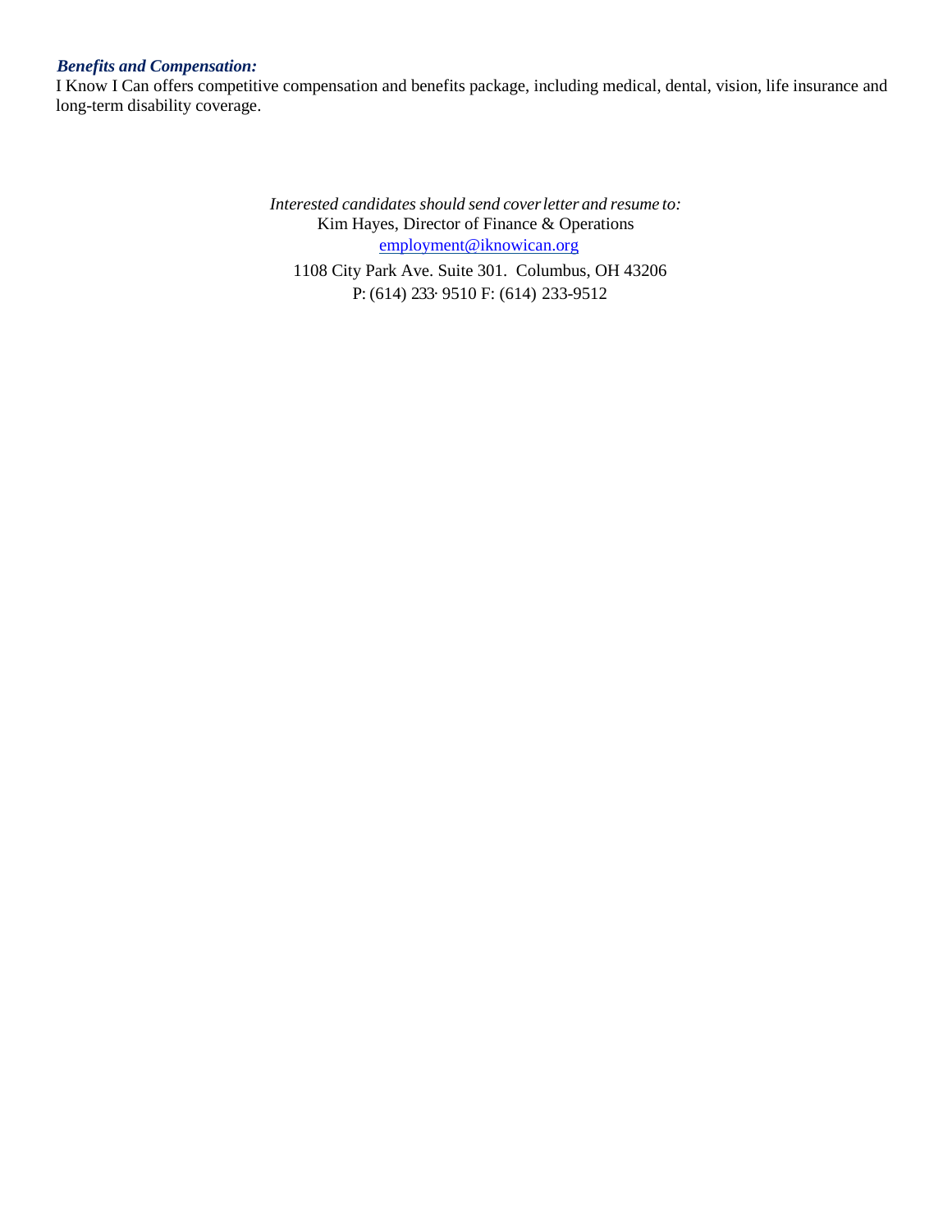***Benefits and Compensation:***

I Know I Can offers competitive compensation and benefits package, including medical, dental, vision, life insurance and long-term disability coverage.

*Interested candidates should send cover letter and resume to:*

Kim Hayes, Director of Finance & Operations

employment@iknowican.org

1108 City Park Ave. Suite 301. Columbus, OH 43206

P: (614) 233· 9510 F: (614) 233-9512